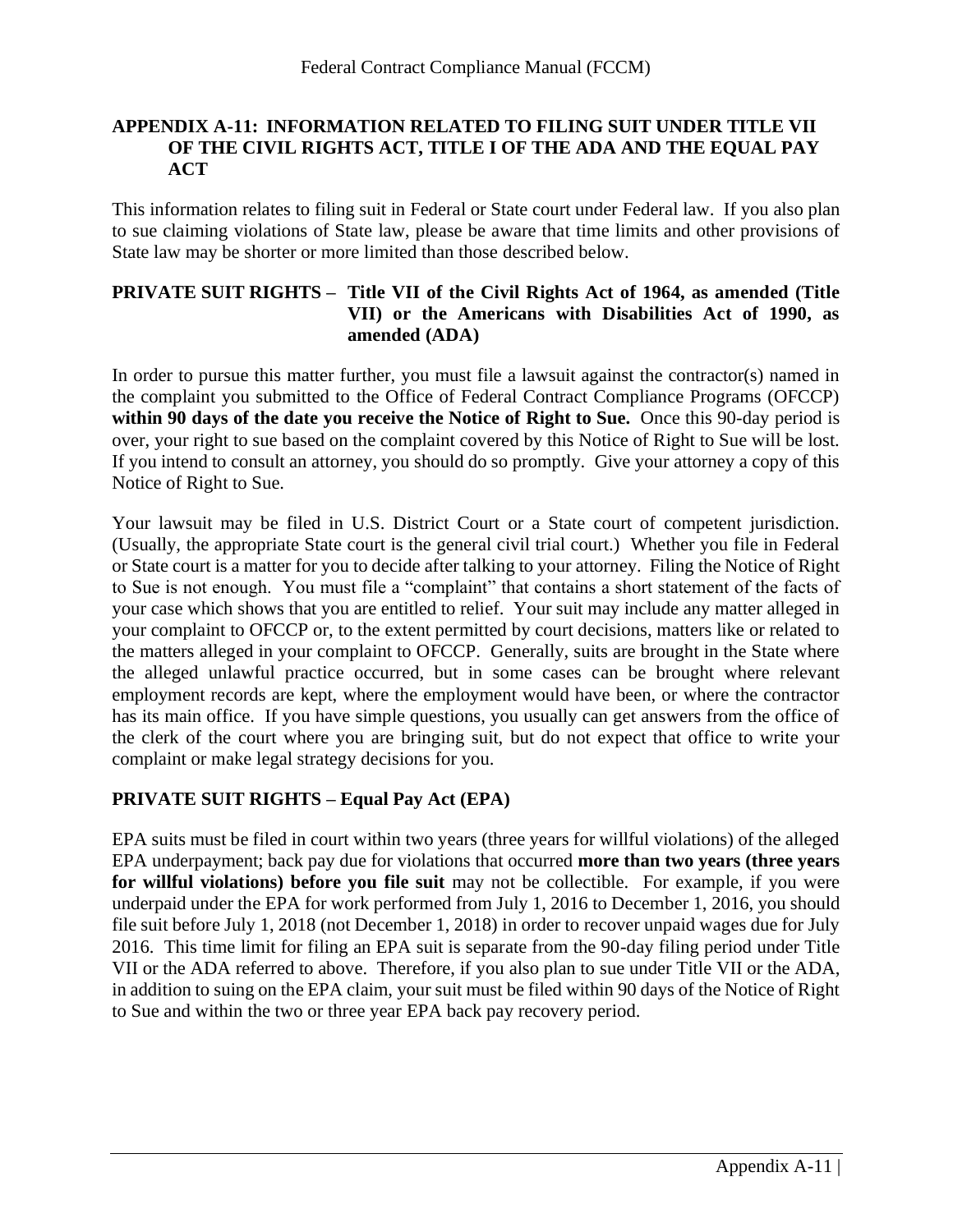## APPENDIX A-11: INFORMATION RELATED TO FILING SUIT UNDER TITLE VII OF THE CIVIL RIGHTS ACT, TITLE I OF THE ADA AND THE EQUAL PAY ACT

This information relates to filing suit in Federal or State court under Federal law. If you also plan to sue claiming violations of State law, please be aware that time limits and other provisions of State law may be shorter or more limited than those described below.

### PRIVATE SUIT RIGHTS – Title VII of the Civil Rights Act of 1964, as amended (Title VII) or the Americans with Disabilities Act of 1990, as amended (ADA)

In order to pursue this matter further, you must file a lawsuit against the contractor(s) named in the complaint you submitted to the Office of Federal Contract Compliance Programs (OFCCP) **within 90 days of the date you receive the Notice of Right to Sue.** Once this 90-day period is over, your right to sue based on the complaint covered by this Notice of Right to Sue will be lost. If you intend to consult an attorney, you should do so promptly. Give your attorney a copy of this Notice of Right to Sue.

Your lawsuit may be filed in U.S. District Court or a State court of competent jurisdiction. (Usually, the appropriate State court is the general civil trial court.) Whether you file in Federal or State court is a matter for you to decide after talking to your attorney. Filing the Notice of Right to Sue is not enough. You must file a "complaint" that contains a short statement of the facts of your case which shows that you are entitled to relief. Your suit may include any matter alleged in your complaint to OFCCP or, to the extent permitted by court decisions, matters like or related to the matters alleged in your complaint to OFCCP. Generally, suits are brought in the State where the alleged unlawful practice occurred, but in some cases can be brought where relevant employment records are kept, where the employment would have been, or where the contractor has its main office. If you have simple questions, you usually can get answers from the office of the clerk of the court where you are bringing suit, but do not expect that office to write your complaint or make legal strategy decisions for you.

### PRIVATE SUIT RIGHTS – Equal Pay Act (EPA)

EPA suits must be filed in court within two years (three years for willful violations) of the alleged EPA underpayment; back pay due for violations that occurred **more than two years (three years for willful violations) before you file suit** may not be collectible. For example, if you were underpaid under the EPA for work performed from July 1, 2016 to December 1, 2016, you should file suit before July 1, 2018 (not December 1, 2018) in order to recover unpaid wages due for July 2016. This time limit for filing an EPA suit is separate from the 90-day filing period under Title VII or the ADA referred to above. Therefore, if you also plan to sue under Title VII or the ADA, in addition to suing on the EPA claim, your suit must be filed within 90 days of the Notice of Right to Sue and within the two or three year EPA back pay recovery period.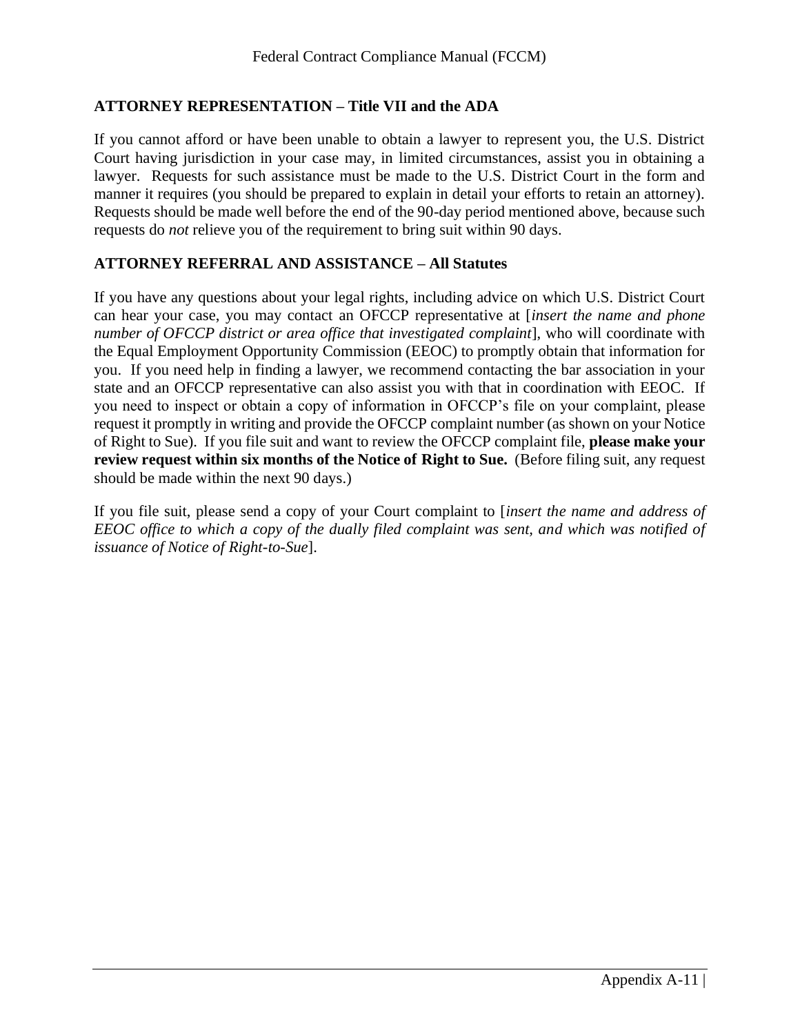**ATTORNEY REPRESENTATION – Title VII and the ADA**

If you cannot afford or have been unable to obtain a lawyer to represent you, the U.S. District Court having jurisdiction in your case may, in limited circumstances, assist you in obtaining a lawyer. Requests for such assistance must be made to the U.S. District Court in the form and manner it requires (you should be prepared to explain in detail your efforts to retain an attorney). Requests should be made well before the end of the 90-day period mentioned above, because such requests do *not* relieve you of the requirement to bring suit within 90 days.

**ATTORNEY REFERRAL AND ASSISTANCE – All Statutes**

If you have any questions about your legal rights, including advice on which U.S. District Court can hear your case, you may contact an OFCCP representative at [*insert the name and phone number of OFCCP district or area office that investigated complaint*], who will coordinate with the Equal Employment Opportunity Commission (EEOC) to promptly obtain that information for you. If you need help in finding a lawyer, we recommend contacting the bar association in your state and an OFCCP representative can also assist you with that in coordination with EEOC. If you need to inspect or obtain a copy of information in OFCCP's file on your complaint, please request it promptly in writing and provide the OFCCP complaint number (as shown on your Notice of Right to Sue). If you file suit and want to review the OFCCP complaint file, **please make your review request within six months of the Notice of Right to Sue.** (Before filing suit, any request should be made within the next 90 days.)

If you file suit, please send a copy of your Court complaint to [*insert the name and address of EEOC office to which a copy of the dually filed complaint was sent, and which was notified of issuance of Notice of Right-to-Sue*].